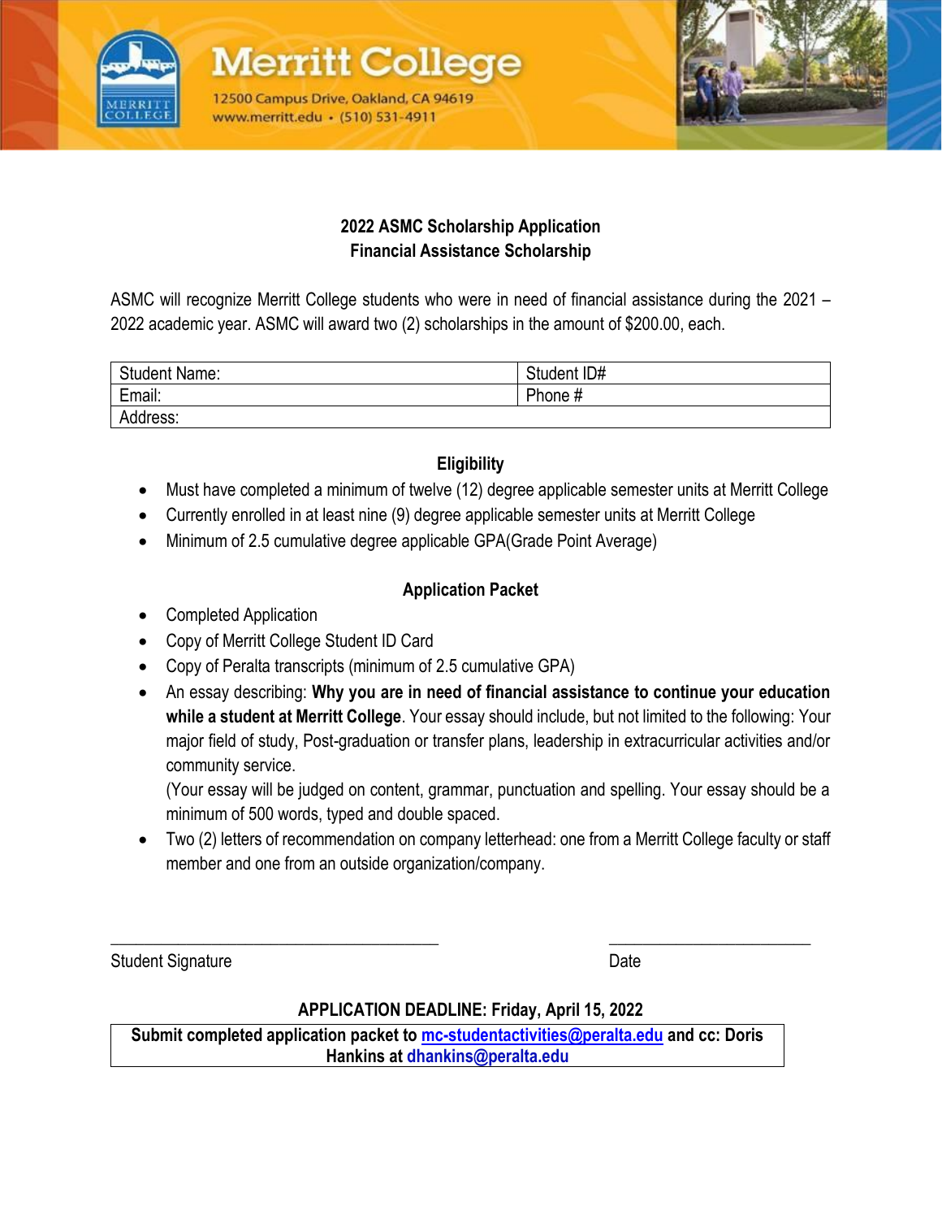Merritt College

12500 Campus Drive, Oakland, CA 94619
www.merritt.edu • (510) 531-4911

## 2022 ASMC Scholarship Application
## Financial Assistance Scholarship

ASMC will recognize Merritt College students who were in need of financial assistance during the 2021 – 2022 academic year. ASMC will award two (2) scholarships in the amount of $200.00, each.

| Student Name: | Student ID# |
| --- | --- |
| Email: | Phone # |
| Address: | |

### Eligibility

- Must have completed a minimum of twelve (12) degree applicable semester units at Merritt College
- Currently enrolled in at least nine (9) degree applicable semester units at Merritt College
- Minimum of 2.5 cumulative degree applicable GPA(Grade Point Average)

### Application Packet

- Completed Application
- Copy of Merritt College Student ID Card
- Copy of Peralta transcripts (minimum of 2.5 cumulative GPA)
- An essay describing: **Why you are in need of financial assistance to continue your education while a student at Merritt College**. Your essay should include, but not limited to the following: Your major field of study, Post-graduation or transfer plans, leadership in extracurricular activities and/or community service.
  (Your essay will be judged on content, grammar, punctuation and spelling. Your essay should be a minimum of 500 words, typed and double spaced.
- Two (2) letters of recommendation on company letterhead: one from a Merritt College faculty or staff member and one from an outside organization/company.

\_\_\_\_\_\_\_\_\_\_\_\_\_\_\_\_\_\_\_\_\_\_\_\_\_\_\_\_\_\_\_\_\_\_\_\_ \_\_\_\_\_\_\_\_\_\_\_\_\_\_\_\_\_\_\_\_\_\_\_

Student Signature Date

**APPLICATION DEADLINE: Friday, April 15, 2022**

**Submit completed application packet to mc-studentactivities@peralta.edu and cc: Doris Hankins at dhankins@peralta.edu**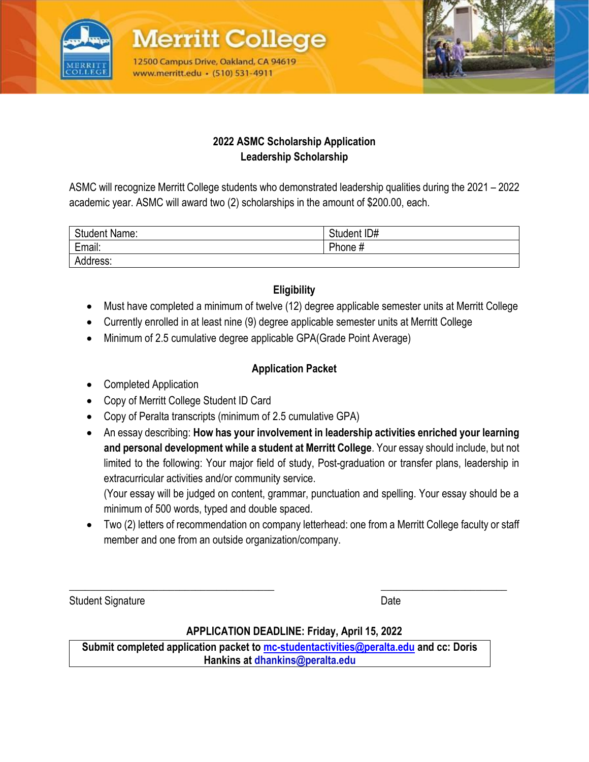Merritt College

12500 Campus Drive, Oakland, CA 94619
www.merritt.edu • (510) 531-4911

## 2022 ASMC Scholarship Application
## Leadership Scholarship

ASMC will recognize Merritt College students who demonstrated leadership qualities during the 2021 – 2022 academic year. ASMC will award two (2) scholarships in the amount of $200.00, each.

| Student Name: | Student ID# |
|---|---|
| Email: | Phone # |
| Address: | |

### Eligibility

- Must have completed a minimum of twelve (12) degree applicable semester units at Merritt College
- Currently enrolled in at least nine (9) degree applicable semester units at Merritt College
- Minimum of 2.5 cumulative degree applicable GPA(Grade Point Average)

### Application Packet

- Completed Application
- Copy of Merritt College Student ID Card
- Copy of Peralta transcripts (minimum of 2.5 cumulative GPA)
- An essay describing: **How has your involvement in leadership activities enriched your learning and personal development while a student at Merritt College**. Your essay should include, but not limited to the following: Your major field of study, Post-graduation or transfer plans, leadership in extracurricular activities and/or community service.
  (Your essay will be judged on content, grammar, punctuation and spelling. Your essay should be a minimum of 500 words, typed and double spaced.
- Two (2) letters of recommendation on company letterhead: one from a Merritt College faculty or staff member and one from an outside organization/company.

_______________________________ Student Signature

_______________________________ Date

**APPLICATION DEADLINE: Friday, April 15, 2022**

**Submit completed application packet to mc-studentactivities@peralta.edu and cc: Doris Hankins at dhankins@peralta.edu**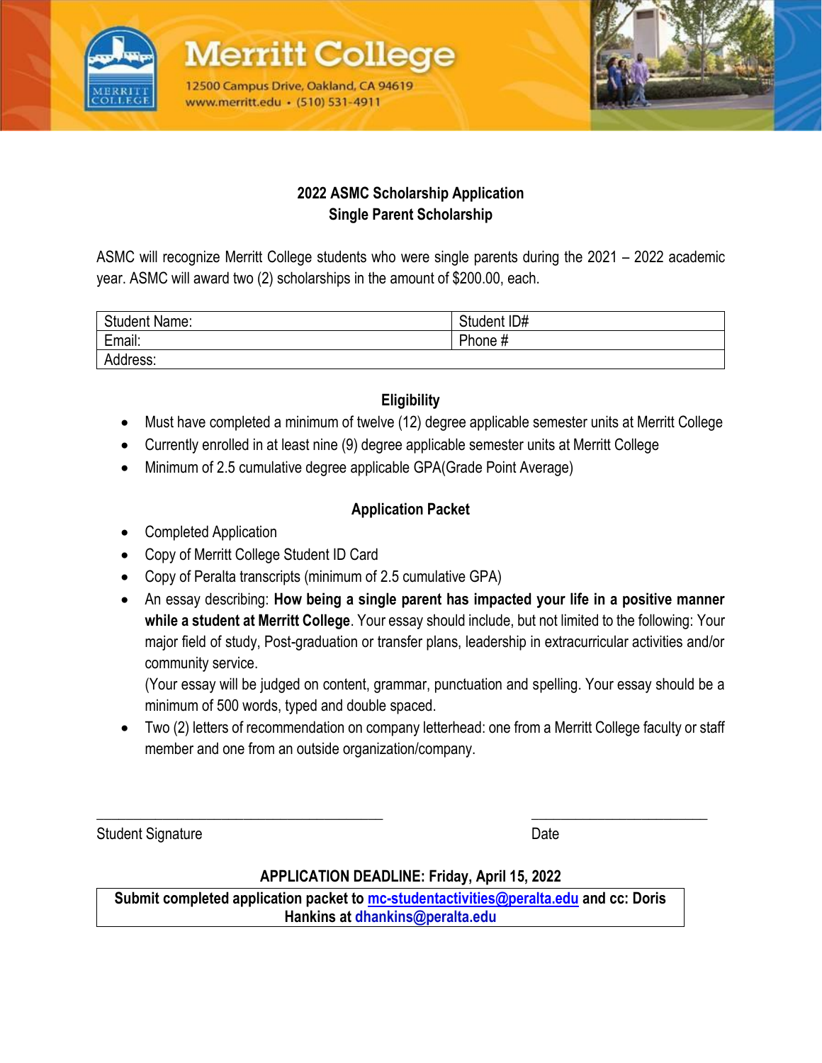Merritt College

12500 Campus Drive, Oakland, CA 94619
www.merritt.edu • (510) 531-4911

## 2022 ASMC Scholarship Application
## Single Parent Scholarship

ASMC will recognize Merritt College students who were single parents during the 2021 – 2022 academic year. ASMC will award two (2) scholarships in the amount of $200.00, each.

| Student Name: | Student ID# |
|---|---|
| Email: | Phone # |
| Address: | |

### Eligibility

- Must have completed a minimum of twelve (12) degree applicable semester units at Merritt College
- Currently enrolled in at least nine (9) degree applicable semester units at Merritt College
- Minimum of 2.5 cumulative degree applicable GPA(Grade Point Average)

### Application Packet

- Completed Application
- Copy of Merritt College Student ID Card
- Copy of Peralta transcripts (minimum of 2.5 cumulative GPA)
- An essay describing: **How being a single parent has impacted your life in a positive manner while a student at Merritt College**. Your essay should include, but not limited to the following: Your major field of study, Post-graduation or transfer plans, leadership in extracurricular activities and/or community service.
  (Your essay will be judged on content, grammar, punctuation and spelling. Your essay should be a minimum of 500 words, typed and double spaced.
- Two (2) letters of recommendation on company letterhead: one from a Merritt College faculty or staff member and one from an outside organization/company.

\_\_\_\_\_\_\_\_\_\_\_\_\_\_\_\_\_\_\_\_\_\_\_\_\_\_\_\_\_\_\_\_\_\_\_\_ \_\_\_\_\_\_\_\_\_\_\_\_\_\_\_\_\_\_\_\_\_\_
Student Signature Date

**APPLICATION DEADLINE: Friday, April 15, 2022**

**Submit completed application packet to mc-studentactivities@peralta.edu and cc: Doris Hankins at dhankins@peralta.edu**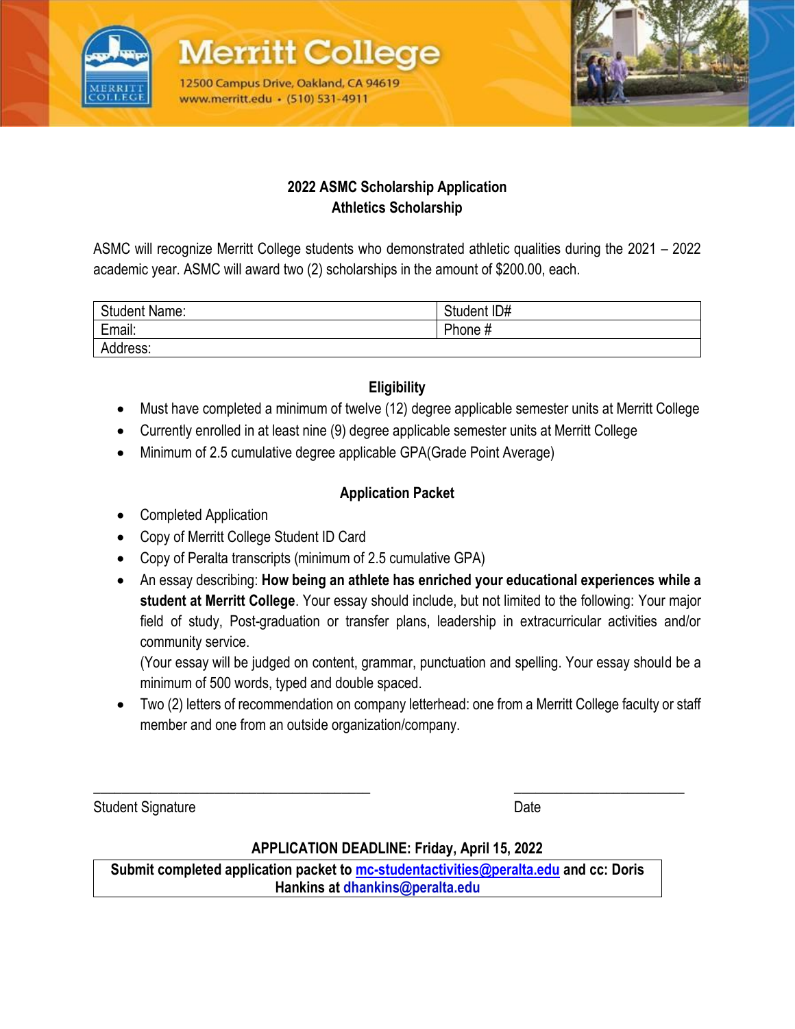Merritt College

12500 Campus Drive, Oakland, CA 94619
www.merritt.edu • (510) 531-4911

## 2022 ASMC Scholarship Application
## Athletics Scholarship

ASMC will recognize Merritt College students who demonstrated athletic qualities during the 2021 – 2022 academic year. ASMC will award two (2) scholarships in the amount of $200.00, each.

| Student Name: | Student ID# |
|---|---|
| Email: | Phone # |
| Address: | |

### Eligibility

- Must have completed a minimum of twelve (12) degree applicable semester units at Merritt College
- Currently enrolled in at least nine (9) degree applicable semester units at Merritt College
- Minimum of 2.5 cumulative degree applicable GPA(Grade Point Average)

### Application Packet

- Completed Application
- Copy of Merritt College Student ID Card
- Copy of Peralta transcripts (minimum of 2.5 cumulative GPA)
- An essay describing: **How being an athlete has enriched your educational experiences while a student at Merritt College**. Your essay should include, but not limited to the following: Your major field of study, Post-graduation or transfer plans, leadership in extracurricular activities and/or community service.
  (Your essay will be judged on content, grammar, punctuation and spelling. Your essay should be a minimum of 500 words, typed and double spaced.
- Two (2) letters of recommendation on company letterhead: one from a Merritt College faculty or staff member and one from an outside organization/company.

\_\_\_\_\_\_\_\_\_\_\_\_\_\_\_\_\_\_\_\_\_\_\_\_\_\_\_\_\_\_\_\_\_\_\_\_\_\_\_\_ \_\_\_\_\_\_\_\_\_\_\_\_\_\_\_\_\_\_\_\_\_\_\_\_\_

Student Signature Date

**APPLICATION DEADLINE: Friday, April 15, 2022**

**Submit completed application packet to mc-studentactivities@peralta.edu and cc: Doris Hankins at dhankins@peralta.edu**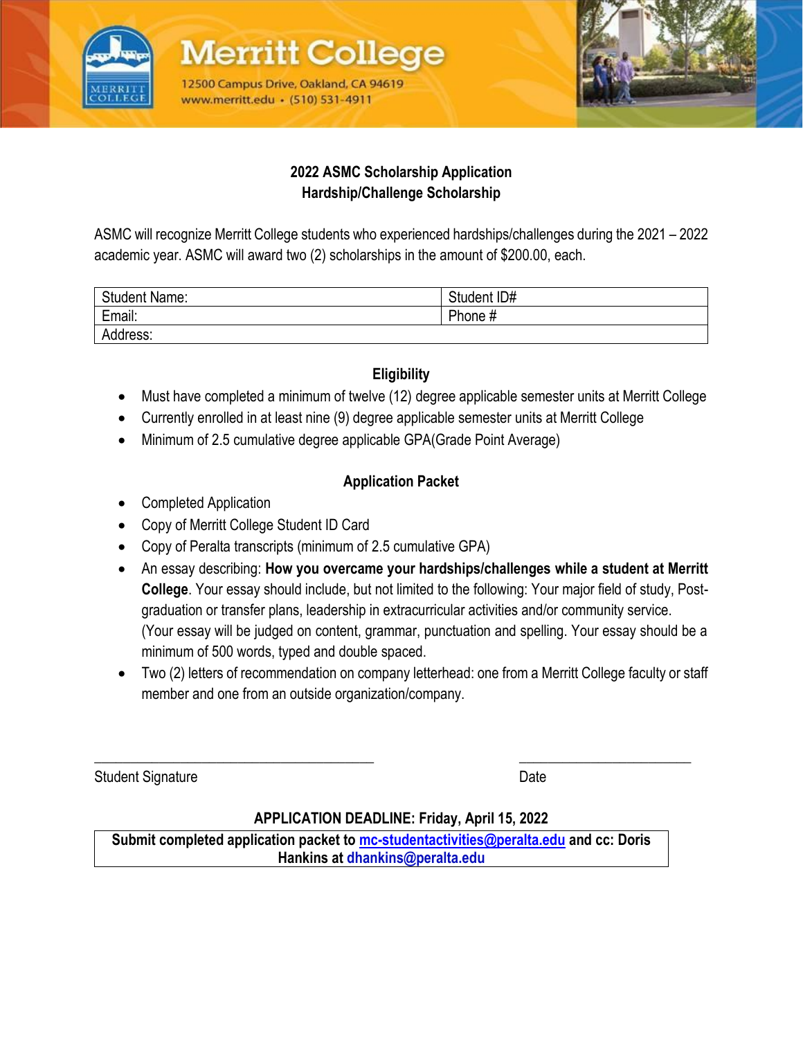Merritt College

12500 Campus Drive, Oakland, CA 94619
www.merritt.edu • (510) 531-4911

# 2022 ASMC Scholarship Application
## Hardship/Challenge Scholarship

ASMC will recognize Merritt College students who experienced hardships/challenges during the 2021 – 2022 academic year. ASMC will award two (2) scholarships in the amount of $200.00, each.

| Student Name: | Student ID# |
|---|---|
| Email: | Phone # |
| Address: | |

### Eligibility

- Must have completed a minimum of twelve (12) degree applicable semester units at Merritt College
- Currently enrolled in at least nine (9) degree applicable semester units at Merritt College
- Minimum of 2.5 cumulative degree applicable GPA(Grade Point Average)

### Application Packet

- Completed Application
- Copy of Merritt College Student ID Card
- Copy of Peralta transcripts (minimum of 2.5 cumulative GPA)
- An essay describing: **How you overcame your hardships/challenges while a student at Merritt College**. Your essay should include, but not limited to the following: Your major field of study, Post-graduation or transfer plans, leadership in extracurricular activities and/or community service. (Your essay will be judged on content, grammar, punctuation and spelling. Your essay should be a minimum of 500 words, typed and double spaced.
- Two (2) letters of recommendation on company letterhead: one from a Merritt College faculty or staff member and one from an outside organization/company.

_______________________________________ ________________________

Student Signature Date

**APPLICATION DEADLINE: Friday, April 15, 2022**

**Submit completed application packet to mc-studentactivities@peralta.edu and cc: Doris Hankins at dhankins@peralta.edu**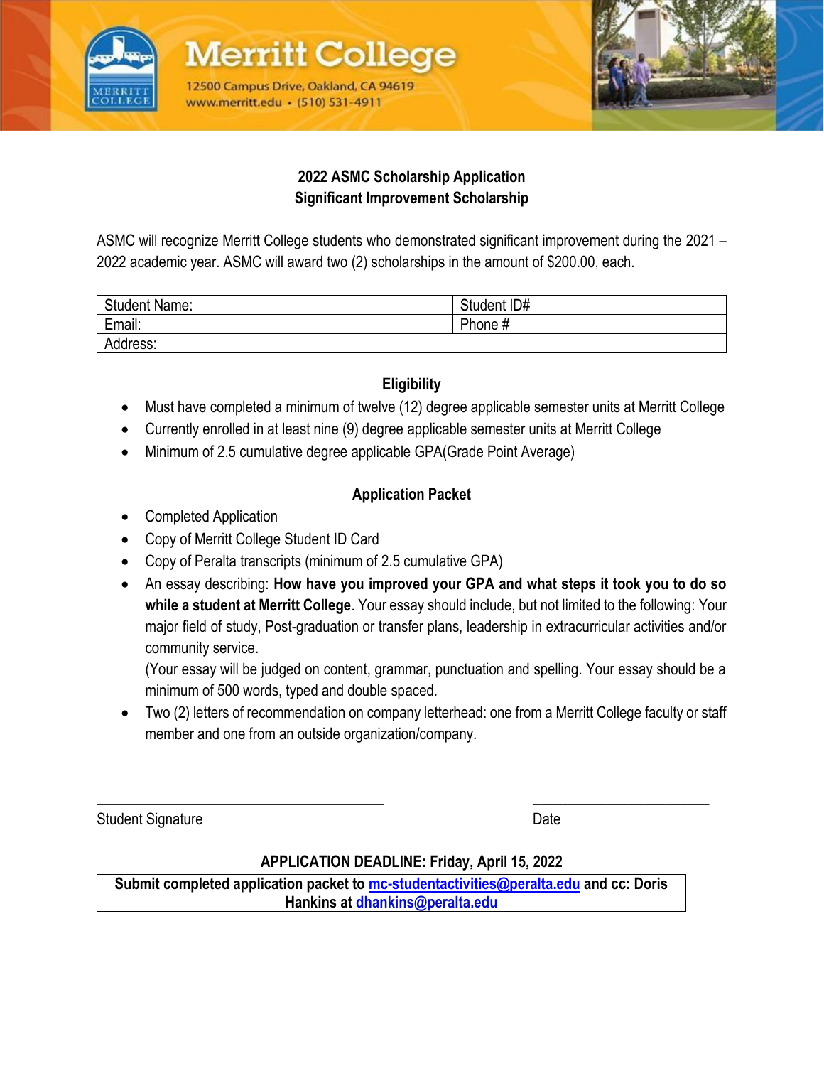Merritt College

12500 Campus Drive, Oakland, CA 94619
www.merritt.edu • (510) 531-4911

## 2022 ASMC Scholarship Application
## Significant Improvement Scholarship

ASMC will recognize Merritt College students who demonstrated significant improvement during the 2021 – 2022 academic year. ASMC will award two (2) scholarships in the amount of $200.00, each.

| Student Name: | Student ID# |
|---|---|
| Email: | Phone # |
| Address: | |

### Eligibility

- Must have completed a minimum of twelve (12) degree applicable semester units at Merritt College
- Currently enrolled in at least nine (9) degree applicable semester units at Merritt College
- Minimum of 2.5 cumulative degree applicable GPA(Grade Point Average)

### Application Packet

- Completed Application
- Copy of Merritt College Student ID Card
- Copy of Peralta transcripts (minimum of 2.5 cumulative GPA)
- An essay describing: **How have you improved your GPA and what steps it took you to do so while a student at Merritt College**. Your essay should include, but not limited to the following: Your major field of study, Post-graduation or transfer plans, leadership in extracurricular activities and/or community service.
  (Your essay will be judged on content, grammar, punctuation and spelling. Your essay should be a minimum of 500 words, typed and double spaced.
- Two (2) letters of recommendation on company letterhead: one from a Merritt College faculty or staff member and one from an outside organization/company.

\_\_\_\_\_\_\_\_\_\_\_\_\_\_\_\_\_\_\_\_\_\_\_\_\_\_\_\_\_\_\_\_\_\_\_\_ &nbsp;&nbsp;&nbsp;&nbsp; \_\_\_\_\_\_\_\_\_\_\_\_\_\_\_\_\_\_\_\_\_\_

Student Signature &nbsp;&nbsp;&nbsp;&nbsp; Date

**APPLICATION DEADLINE: Friday, April 15, 2022**

**Submit completed application packet to mc-studentactivities@peralta.edu and cc: Doris Hankins at dhankins@peralta.edu**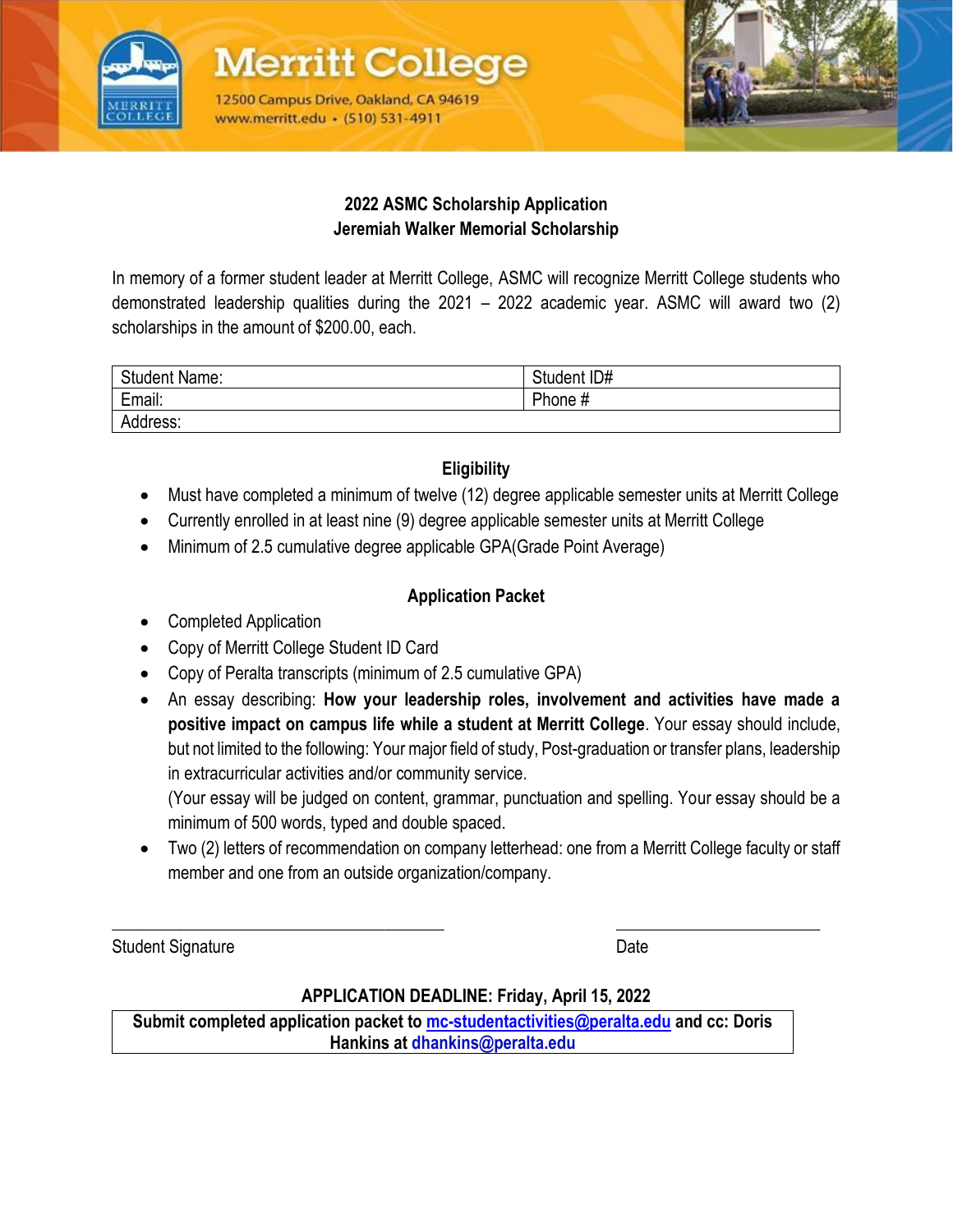Merritt College

12500 Campus Drive, Oakland, CA 94619
www.merritt.edu • (510) 531-4911

## 2022 ASMC Scholarship Application
## Jeremiah Walker Memorial Scholarship

In memory of a former student leader at Merritt College, ASMC will recognize Merritt College students who demonstrated leadership qualities during the 2021 – 2022 academic year. ASMC will award two (2) scholarships in the amount of $200.00, each.

| | |
|---|---|
| Student Name: | Student ID# |
| Email: | Phone # |
| Address: | |

### Eligibility

- Must have completed a minimum of twelve (12) degree applicable semester units at Merritt College
- Currently enrolled in at least nine (9) degree applicable semester units at Merritt College
- Minimum of 2.5 cumulative degree applicable GPA(Grade Point Average)

### Application Packet

- Completed Application
- Copy of Merritt College Student ID Card
- Copy of Peralta transcripts (minimum of 2.5 cumulative GPA)
- An essay describing: **How your leadership roles, involvement and activities have made a positive impact on campus life while a student at Merritt College**. Your essay should include, but not limited to the following: Your major field of study, Post-graduation or transfer plans, leadership in extracurricular activities and/or community service.
  (Your essay will be judged on content, grammar, punctuation and spelling. Your essay should be a minimum of 500 words, typed and double spaced.
- Two (2) letters of recommendation on company letterhead: one from a Merritt College faculty or staff member and one from an outside organization/company.

_______________________________________ &nbsp;&nbsp;&nbsp;&nbsp;&nbsp;&nbsp;&nbsp;&nbsp; ________________________

Student Signature &nbsp;&nbsp;&nbsp;&nbsp;&nbsp;&nbsp;&nbsp;&nbsp;&nbsp;&nbsp;&nbsp;&nbsp;&nbsp;&nbsp;&nbsp;&nbsp;&nbsp;&nbsp;&nbsp;&nbsp;&nbsp;&nbsp;&nbsp;&nbsp;&nbsp;&nbsp;&nbsp;&nbsp;&nbsp;&nbsp;&nbsp;&nbsp;&nbsp;&nbsp;&nbsp;&nbsp;&nbsp;&nbsp; Date

**APPLICATION DEADLINE: Friday, April 15, 2022**

**Submit completed application packet to mc-studentactivities@peralta.edu and cc: Doris Hankins at dhankins@peralta.edu**